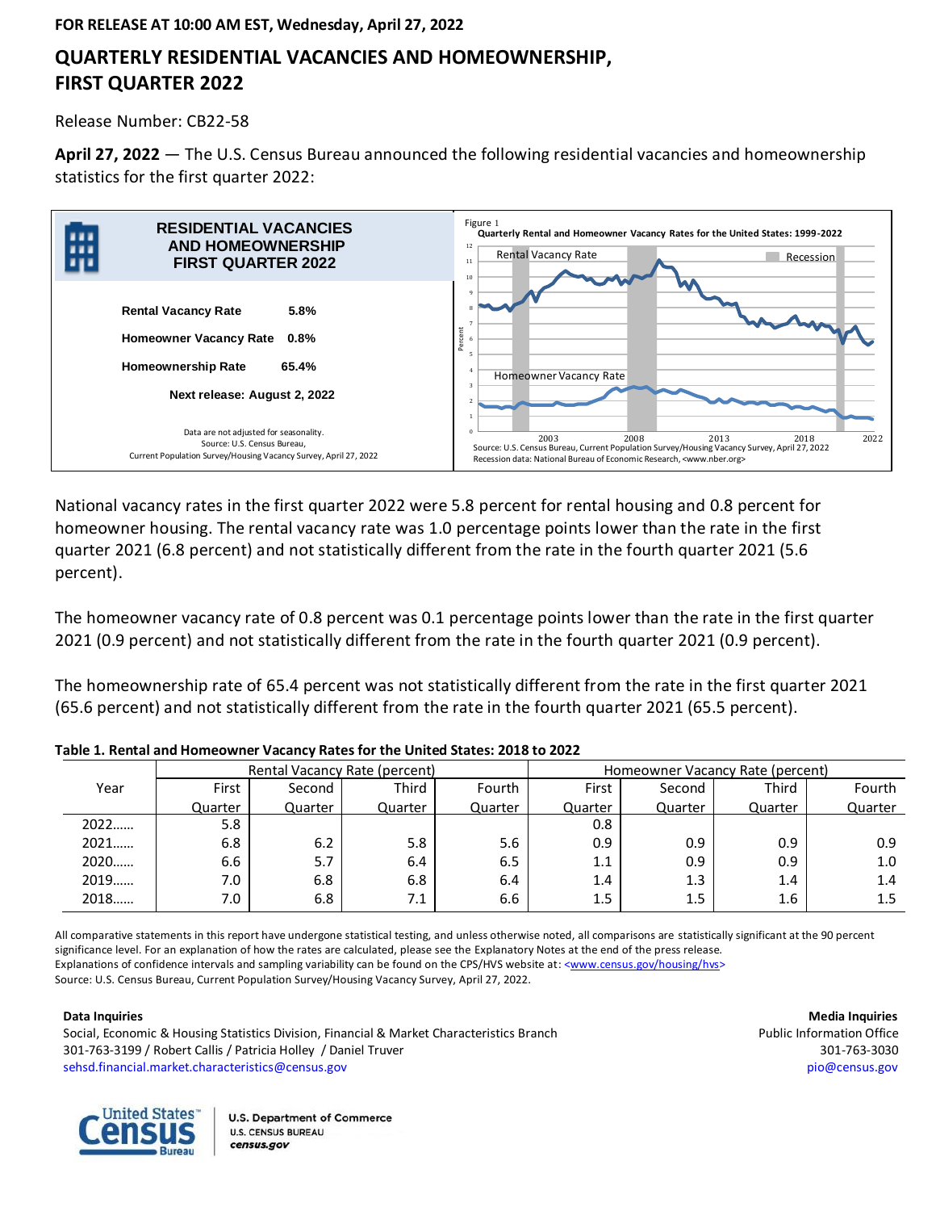FOR RELEASE AT 10:00 AM EST, Wednesday, April 27, 2022

# QUARTERLY RESIDENTIAL VACANCIES AND HOMEOWNERSHIP, FIRST QUARTER 2022

Release Number: CB22-58

**April 27, 2022** — The U.S. Census Bureau announced the following residential vacancies and homeownership statistics for the first quarter 2022:

**RESIDENTIAL VACANCIES AND HOMEOWNERSHIP FIRST QUARTER 2022**

| | |
|---|---|
| **Rental Vacancy Rate** | **5.8%** |
| **Homeowner Vacancy Rate** | **0.8%** |
| **Homeownership Rate** | **65.4%** |

**Next release: August 2, 2022**

Data are not adjusted for seasonality.
Source: U.S. Census Bureau,
Current Population Survey/Housing Vacancy Survey, April 27, 2022

Figure 1
**Quarterly Rental and Homeowner Vacancy Rates for the United States: 1999-2022**

Source: U.S. Census Bureau, Current Population Survey/Housing Vacancy Survey, April 27, 2022
Recession data: National Bureau of Economic Research, <www.nber.org>

National vacancy rates in the first quarter 2022 were 5.8 percent for rental housing and 0.8 percent for homeowner housing. The rental vacancy rate was 1.0 percentage points lower than the rate in the first quarter 2021 (6.8 percent) and not statistically different from the rate in the fourth quarter 2021 (5.6 percent).

The homeowner vacancy rate of 0.8 percent was 0.1 percentage points lower than the rate in the first quarter 2021 (0.9 percent) and not statistically different from the rate in the fourth quarter 2021 (0.9 percent).

The homeownership rate of 65.4 percent was not statistically different from the rate in the first quarter 2021 (65.6 percent) and not statistically different from the rate in the fourth quarter 2021 (65.5 percent).

**Table 1. Rental and Homeowner Vacancy Rates for the United States: 2018 to 2022**

| Year | Rental Vacancy Rate (percent) | | | | Homeowner Vacancy Rate (percent) | | | |
|---|---|---|---|---|---|---|---|---|
| | First Quarter | Second Quarter | Third Quarter | Fourth Quarter | First Quarter | Second Quarter | Third Quarter | Fourth Quarter |
| 2022…… | 5.8 | | | | 0.8 | | | |
| 2021…… | 6.8 | 6.2 | 5.8 | 5.6 | 0.9 | 0.9 | 0.9 | 0.9 |
| 2020…… | 6.6 | 5.7 | 6.4 | 6.5 | 1.1 | 0.9 | 0.9 | 1.0 |
| 2019…… | 7.0 | 6.8 | 6.8 | 6.4 | 1.4 | 1.3 | 1.4 | 1.4 |
| 2018…… | 7.0 | 6.8 | 7.1 | 6.6 | 1.5 | 1.5 | 1.6 | 1.5 |

All comparative statements in this report have undergone statistical testing, and unless otherwise noted, all comparisons are statistically significant at the 90 percent significance level. For an explanation of how the rates are calculated, please see the Explanatory Notes at the end of the press release.
Explanations of confidence intervals and sampling variability can be found on the CPS/HVS website at: <www.census.gov/housing/hvs>
Source: U.S. Census Bureau, Current Population Survey/Housing Vacancy Survey, April 27, 2022.

**Data Inquiries**
Social, Economic & Housing Statistics Division, Financial & Market Characteristics Branch
301-763-3199 / Robert Callis / Patricia Holley / Daniel Truver
sehsd.financial.market.characteristics@census.gov

**Media Inquiries**
Public Information Office
301-763-3030
pio@census.gov

United States Census Bureau
U.S. Department of Commerce
U.S. CENSUS BUREAU
census.gov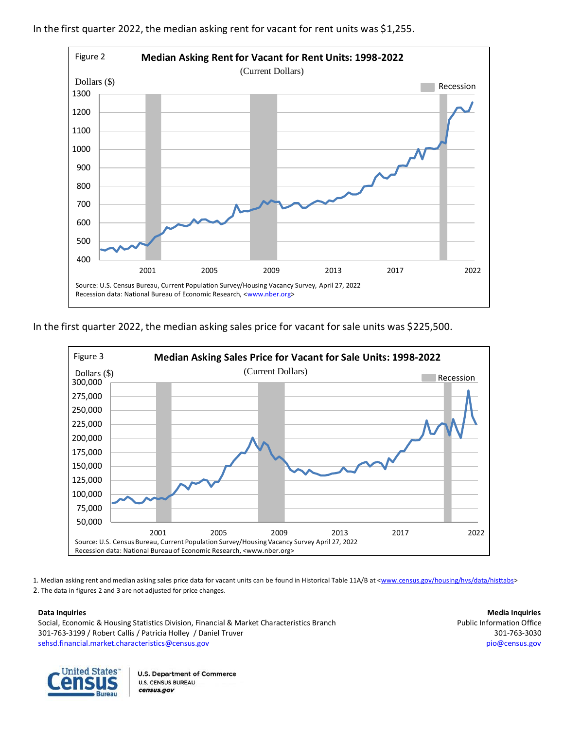In the first quarter 2022, the median asking rent for vacant for rent units was $1,255.

Figure 2

**Median Asking Rent for Vacant for Rent Units: 1998-2022**

(Current Dollars)

Source: U.S. Census Bureau, Current Population Survey/Housing Vacancy Survey, April 27, 2022
Recession data: National Bureau of Economic Research, <www.nber.org>

In the first quarter 2022, the median asking sales price for vacant for sale units was $225,500.

Figure 3

**Median Asking Sales Price for Vacant for Sale Units: 1998-2022**

(Current Dollars)

Source: U.S. Census Bureau, Current Population Survey/Housing Vacancy Survey April 27, 2022
Recession data: National Bureau of Economic Research, <www.nber.org>

1. Median asking rent and median asking sales price data for vacant units can be found in Historical Table 11A/B at <www.census.gov/housing/hvs/data/histtabs>
2. The data in figures 2 and 3 are not adjusted for price changes.

**Data Inquiries**
Social, Economic & Housing Statistics Division, Financial & Market Characteristics Branch
301-763-3199 / Robert Callis / Patricia Holley / Daniel Truver
sehsd.financial.market.characteristics@census.gov

**Media Inquiries**
Public Information Office
301-763-3030
pio@census.gov

U.S. Department of Commerce
U.S. CENSUS BUREAU
census.gov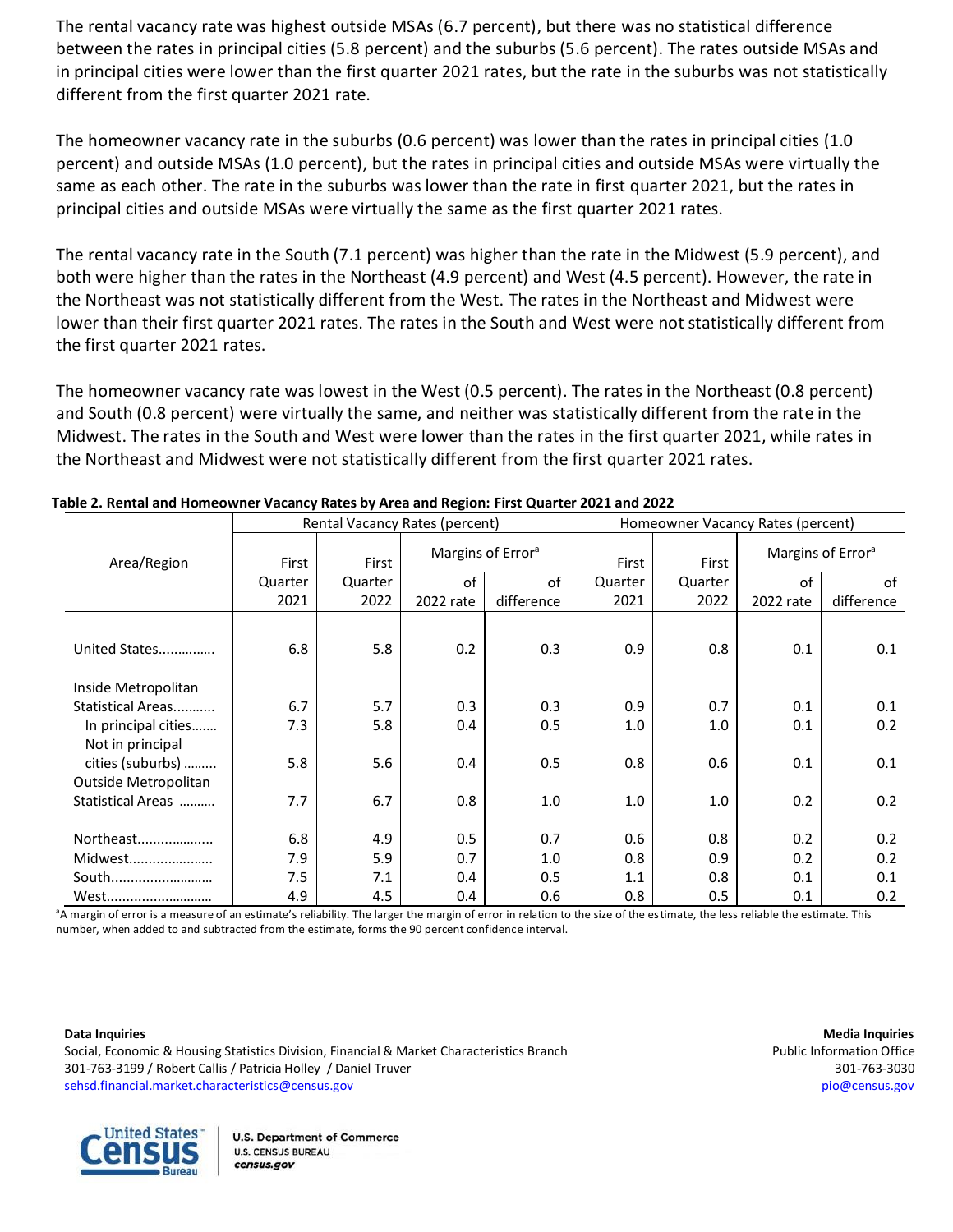The rental vacancy rate was highest outside MSAs (6.7 percent), but there was no statistical difference between the rates in principal cities (5.8 percent) and the suburbs (5.6 percent). The rates outside MSAs and in principal cities were lower than the first quarter 2021 rates, but the rate in the suburbs was not statistically different from the first quarter 2021 rate.

The homeowner vacancy rate in the suburbs (0.6 percent) was lower than the rates in principal cities (1.0 percent) and outside MSAs (1.0 percent), but the rates in principal cities and outside MSAs were virtually the same as each other. The rate in the suburbs was lower than the rate in first quarter 2021, but the rates in principal cities and outside MSAs were virtually the same as the first quarter 2021 rates.

The rental vacancy rate in the South (7.1 percent) was higher than the rate in the Midwest (5.9 percent), and both were higher than the rates in the Northeast (4.9 percent) and West (4.5 percent). However, the rate in the Northeast was not statistically different from the West. The rates in the Northeast and Midwest were lower than their first quarter 2021 rates. The rates in the South and West were not statistically different from the first quarter 2021 rates.

The homeowner vacancy rate was lowest in the West (0.5 percent). The rates in the Northeast (0.8 percent) and South (0.8 percent) were virtually the same, and neither was statistically different from the rate in the Midwest. The rates in the South and West were lower than the rates in the first quarter 2021, while rates in the Northeast and Midwest were not statistically different from the first quarter 2021 rates.

**Table 2. Rental and Homeowner Vacancy Rates by Area and Region: First Quarter 2021 and 2022**

| Area/Region | Rental Vacancy Rates (percent) | | | | Homeowner Vacancy Rates (percent) | | | |
|---|---|---|---|---|---|---|---|---|
| | First Quarter 2021 | First Quarter 2022 | Margins of Error[a] of 2022 rate | Margins of Error[a] of difference | First Quarter 2021 | First Quarter 2022 | Margins of Error[a] of 2022 rate | Margins of Error[a] of difference |
| United States.............. | 6.8 | 5.8 | 0.2 | 0.3 | 0.9 | 0.8 | 0.1 | 0.1 |
| Inside Metropolitan Statistical Areas........... | 6.7 | 5.7 | 0.3 | 0.3 | 0.9 | 0.7 | 0.1 | 0.1 |
| In principal cities....... | 7.3 | 5.8 | 0.4 | 0.5 | 1.0 | 1.0 | 0.1 | 0.2 |
| Not in principal cities (suburbs) ......... | 5.8 | 5.6 | 0.4 | 0.5 | 0.8 | 0.6 | 0.1 | 0.1 |
| Outside Metropolitan Statistical Areas .......... | 7.7 | 6.7 | 0.8 | 1.0 | 1.0 | 1.0 | 0.2 | 0.2 |
| Northeast.................... | 6.8 | 4.9 | 0.5 | 0.7 | 0.6 | 0.8 | 0.2 | 0.2 |
| Midwest...................... | 7.9 | 5.9 | 0.7 | 1.0 | 0.8 | 0.9 | 0.2 | 0.2 |
| South........................... | 7.5 | 7.1 | 0.4 | 0.5 | 1.1 | 0.8 | 0.1 | 0.1 |
| West........................... | 4.9 | 4.5 | 0.4 | 0.6 | 0.8 | 0.5 | 0.1 | 0.2 |

[a]A margin of error is a measure of an estimate's reliability. The larger the margin of error in relation to the size of the estimate, the less reliable the estimate. This number, when added to and subtracted from the estimate, forms the 90 percent confidence interval.

**Data Inquiries**
Social, Economic & Housing Statistics Division, Financial & Market Characteristics Branch
301-763-3199 / Robert Callis / Patricia Holley / Daniel Truver
sehsd.financial.market.characteristics@census.gov

**Media Inquiries**
Public Information Office
301-763-3030
pio@census.gov

U.S. Department of Commerce
U.S. CENSUS BUREAU
census.gov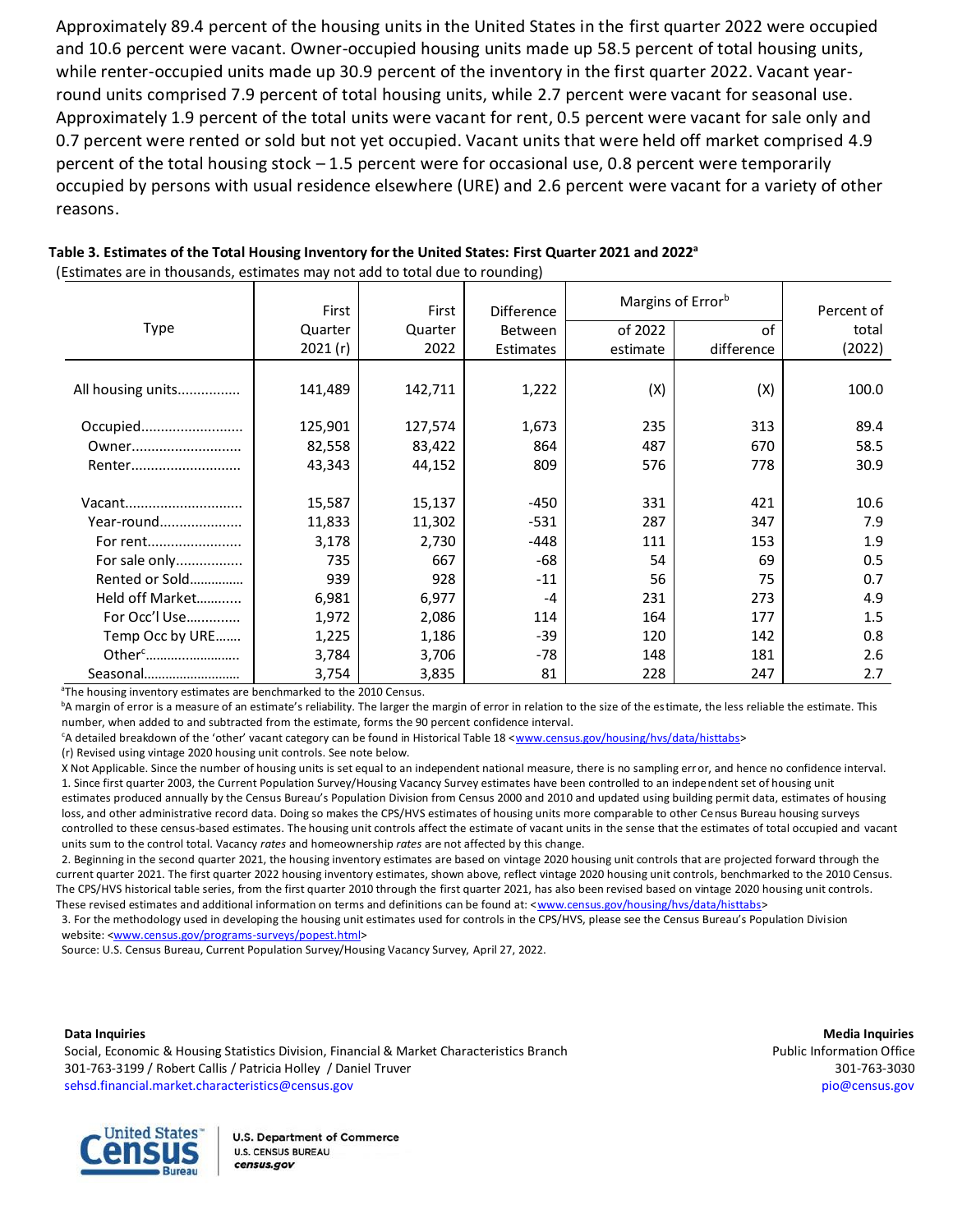Approximately 89.4 percent of the housing units in the United States in the first quarter 2022 were occupied and 10.6 percent were vacant. Owner-occupied housing units made up 58.5 percent of total housing units, while renter-occupied units made up 30.9 percent of the inventory in the first quarter 2022. Vacant year-round units comprised 7.9 percent of total housing units, while 2.7 percent were vacant for seasonal use. Approximately 1.9 percent of the total units were vacant for rent, 0.5 percent were vacant for sale only and 0.7 percent were rented or sold but not yet occupied. Vacant units that were held off market comprised 4.9 percent of the total housing stock – 1.5 percent were for occasional use, 0.8 percent were temporarily occupied by persons with usual residence elsewhere (URE) and 2.6 percent were vacant for a variety of other reasons.

**Table 3. Estimates of the Total Housing Inventory for the United States: First Quarter 2021 and 2022[a]**

(Estimates are in thousands, estimates may not add to total due to rounding)

| Type | First Quarter 2021 (r) | First Quarter 2022 | Difference Between Estimates | Margins of Error[b] | | Percent of total (2022) |
|---|---|---|---|---|---|---|
| | | | | of 2022 estimate | of difference | |
| All housing units................ | 141,489 | 142,711 | 1,222 | (X) | (X) | 100.0 |
| Occupied.......................... | 125,901 | 127,574 | 1,673 | 235 | 313 | 89.4 |
| Owner............................ | 82,558 | 83,422 | 864 | 487 | 670 | 58.5 |
| Renter............................ | 43,343 | 44,152 | 809 | 576 | 778 | 30.9 |
| Vacant.............................. | 15,587 | 15,137 | -450 | 331 | 421 | 10.6 |
| Year-round..................... | 11,833 | 11,302 | -531 | 287 | 347 | 7.9 |
| For rent........................ | 3,178 | 2,730 | -448 | 111 | 153 | 1.9 |
| For sale only................. | 735 | 667 | -68 | 54 | 69 | 0.5 |
| Rented or Sold.............. | 939 | 928 | -11 | 56 | 75 | 0.7 |
| Held off Market........... | 6,981 | 6,977 | -4 | 231 | 273 | 4.9 |
| For Occ'l Use............. | 1,972 | 2,086 | 114 | 164 | 177 | 1.5 |
| Temp Occ by URE....... | 1,225 | 1,186 | -39 | 120 | 142 | 0.8 |
| Other[c]......................... | 3,784 | 3,706 | -78 | 148 | 181 | 2.6 |
| Seasonal.......................... | 3,754 | 3,835 | 81 | 228 | 247 | 2.7 |

[a]The housing inventory estimates are benchmarked to the 2010 Census.

[b]A margin of error is a measure of an estimate's reliability. The larger the margin of error in relation to the size of the estimate, the less reliable the estimate. This number, when added to and subtracted from the estimate, forms the 90 percent confidence interval.

[c]A detailed breakdown of the 'other' vacant category can be found in Historical Table 18 <www.census.gov/housing/hvs/data/histtabs>

(r) Revised using vintage 2020 housing unit controls. See note below.

X Not Applicable. Since the number of housing units is set equal to an independent national measure, there is no sampling error, and hence no confidence interval.

1. Since first quarter 2003, the Current Population Survey/Housing Vacancy Survey estimates have been controlled to an independent set of housing unit estimates produced annually by the Census Bureau's Population Division from Census 2000 and 2010 and updated using building permit data, estimates of housing loss, and other administrative record data. Doing so makes the CPS/HVS estimates of housing units more comparable to other Census Bureau housing surveys controlled to these census-based estimates. The housing unit controls affect the estimate of vacant units in the sense that the estimates of total occupied and vacant units sum to the control total. Vacancy *rates* and homeownership *rates* are not affected by this change.

2. Beginning in the second quarter 2021, the housing inventory estimates are based on vintage 2020 housing unit controls that are projected forward through the current quarter 2021. The first quarter 2022 housing inventory estimates, shown above, reflect vintage 2020 housing unit controls, benchmarked to the 2010 Census. The CPS/HVS historical table series, from the first quarter 2010 through the first quarter 2021, has also been revised based on vintage 2020 housing unit controls. These revised estimates and additional information on terms and definitions can be found at: <www.census.gov/housing/hvs/data/histtabs>

3. For the methodology used in developing the housing unit estimates used for controls in the CPS/HVS, please see the Census Bureau's Population Division website: <www.census.gov/programs-surveys/popest.html>

Source: U.S. Census Bureau, Current Population Survey/Housing Vacancy Survey, April 27, 2022.

**Data Inquiries**

Social, Economic & Housing Statistics Division, Financial & Market Characteristics Branch

301-763-3199 / Robert Callis / Patricia Holley / Daniel Truver

sehsd.financial.market.characteristics@census.gov

**Media Inquiries**

Public Information Office

301-763-3030

pio@census.gov

U.S. Department of Commerce

U.S. CENSUS BUREAU

*census.gov*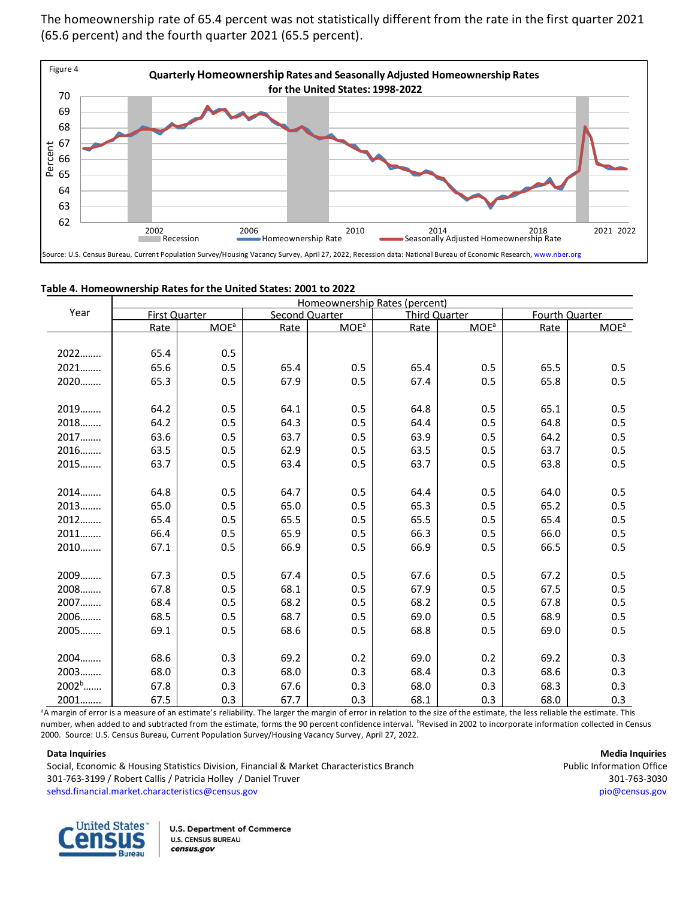The homeownership rate of 65.4 percent was not statistically different from the rate in the first quarter 2021 (65.6 percent) and the fourth quarter 2021 (65.5 percent).

Figure 4

**Quarterly Homeownership Rates and Seasonally Adjusted Homeownership Rates for the United States: 1998-2022**

Source: U.S. Census Bureau, Current Population Survey/Housing Vacancy Survey, April 27, 2022, Recession data: National Bureau of Economic Research, www.nber.org

**Table 4. Homeownership Rates for the United States: 2001 to 2022**

| Year | Homeownership Rates (percent) | | | | | | | |
|---|---|---|---|---|---|---|---|---|
| | First Quarter | | Second Quarter | | Third Quarter | | Fourth Quarter | |
| | Rate | MOE[a] | Rate | MOE[a] | Rate | MOE[a] | Rate | MOE[a] |
| 2022…….. | 65.4 | 0.5 | | | | | | |
| 2021…….. | 65.6 | 0.5 | 65.4 | 0.5 | 65.4 | 0.5 | 65.5 | 0.5 |
| 2020…….. | 65.3 | 0.5 | 67.9 | 0.5 | 67.4 | 0.5 | 65.8 | 0.5 |
| 2019…….. | 64.2 | 0.5 | 64.1 | 0.5 | 64.8 | 0.5 | 65.1 | 0.5 |
| 2018…….. | 64.2 | 0.5 | 64.3 | 0.5 | 64.4 | 0.5 | 64.8 | 0.5 |
| 2017…….. | 63.6 | 0.5 | 63.7 | 0.5 | 63.9 | 0.5 | 64.2 | 0.5 |
| 2016…….. | 63.5 | 0.5 | 62.9 | 0.5 | 63.5 | 0.5 | 63.7 | 0.5 |
| 2015…….. | 63.7 | 0.5 | 63.4 | 0.5 | 63.7 | 0.5 | 63.8 | 0.5 |
| 2014…….. | 64.8 | 0.5 | 64.7 | 0.5 | 64.4 | 0.5 | 64.0 | 0.5 |
| 2013…….. | 65.0 | 0.5 | 65.0 | 0.5 | 65.3 | 0.5 | 65.2 | 0.5 |
| 2012…….. | 65.4 | 0.5 | 65.5 | 0.5 | 65.5 | 0.5 | 65.4 | 0.5 |
| 2011…….. | 66.4 | 0.5 | 65.9 | 0.5 | 66.3 | 0.5 | 66.0 | 0.5 |
| 2010…….. | 67.1 | 0.5 | 66.9 | 0.5 | 66.9 | 0.5 | 66.5 | 0.5 |
| 2009…….. | 67.3 | 0.5 | 67.4 | 0.5 | 67.6 | 0.5 | 67.2 | 0.5 |
| 2008…….. | 67.8 | 0.5 | 68.1 | 0.5 | 67.9 | 0.5 | 67.5 | 0.5 |
| 2007…….. | 68.4 | 0.5 | 68.2 | 0.5 | 68.2 | 0.5 | 67.8 | 0.5 |
| 2006…….. | 68.5 | 0.5 | 68.7 | 0.5 | 69.0 | 0.5 | 68.9 | 0.5 |
| 2005…….. | 69.1 | 0.5 | 68.6 | 0.5 | 68.8 | 0.5 | 69.0 | 0.5 |
| 2004…….. | 68.6 | 0.3 | 69.2 | 0.2 | 69.0 | 0.2 | 69.2 | 0.3 |
| 2003…….. | 68.0 | 0.3 | 68.0 | 0.3 | 68.4 | 0.3 | 68.6 | 0.3 |
| 2002[b]…… | 67.8 | 0.3 | 67.6 | 0.3 | 68.0 | 0.3 | 68.3 | 0.3 |
| 2001…….. | 67.5 | 0.3 | 67.7 | 0.3 | 68.1 | 0.3 | 68.0 | 0.3 |

[a]A margin of error is a measure of an estimate's reliability. The larger the margin of error in relation to the size of the estimate, the less reliable the estimate. This number, when added to and subtracted from the estimate, forms the 90 percent confidence interval. [b]Revised in 2002 to incorporate information collected in Census 2000. Source: U.S. Census Bureau, Current Population Survey/Housing Vacancy Survey, April 27, 2022.

**Data Inquiries**
Social, Economic & Housing Statistics Division, Financial & Market Characteristics Branch
301-763-3199 / Robert Callis / Patricia Holley / Daniel Truver
sehsd.financial.market.characteristics@census.gov

**Media Inquiries**
Public Information Office
301-763-3030
pio@census.gov

United States Census Bureau | U.S. Department of Commerce U.S. CENSUS BUREAU census.gov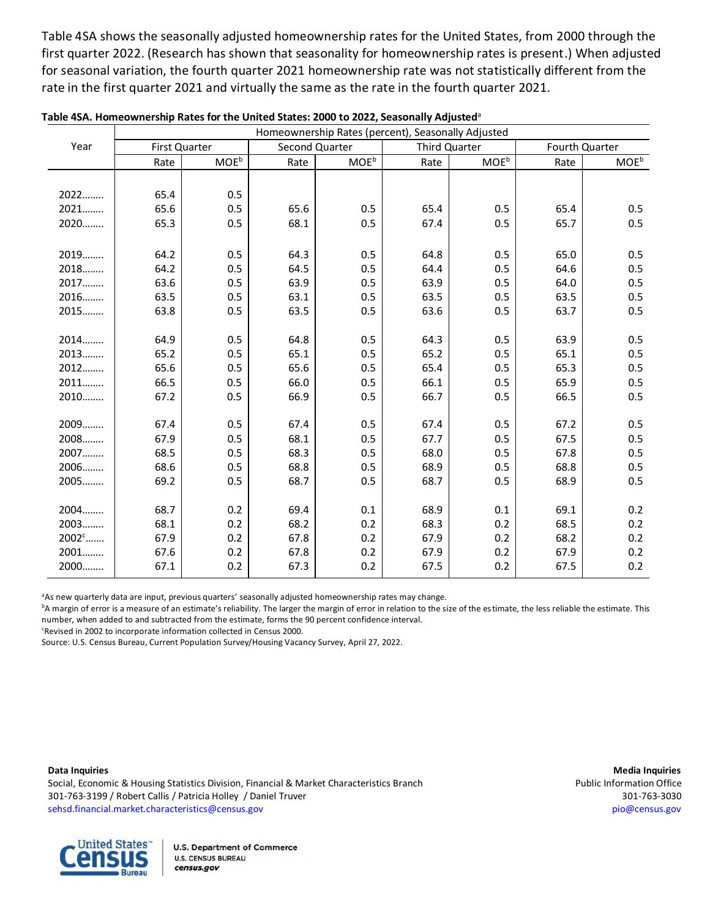Table 4SA shows the seasonally adjusted homeownership rates for the United States, from 2000 through the first quarter 2022. (Research has shown that seasonality for homeownership rates is present.) When adjusted for seasonal variation, the fourth quarter 2021 homeownership rate was not statistically different from the rate in the first quarter 2021 and virtually the same as the rate in the fourth quarter 2021.

**Table 4SA. Homeownership Rates for the United States: 2000 to 2022, Seasonally Adjusted**[a]

| Year | Homeownership Rates (percent), Seasonally Adjusted | | | | | | | |
|---|---|---|---|---|---|---|---|---|
| | First Quarter | | Second Quarter | | Third Quarter | | Fourth Quarter | |
| | Rate | MOE[b] | Rate | MOE[b] | Rate | MOE[b] | Rate | MOE[b] |
| 2022........ | 65.4 | 0.5 | | | | | | |
| 2021........ | 65.6 | 0.5 | 65.6 | 0.5 | 65.4 | 0.5 | 65.4 | 0.5 |
| 2020........ | 65.3 | 0.5 | 68.1 | 0.5 | 67.4 | 0.5 | 65.7 | 0.5 |
| 2019........ | 64.2 | 0.5 | 64.3 | 0.5 | 64.8 | 0.5 | 65.0 | 0.5 |
| 2018........ | 64.2 | 0.5 | 64.5 | 0.5 | 64.4 | 0.5 | 64.6 | 0.5 |
| 2017........ | 63.6 | 0.5 | 63.9 | 0.5 | 63.9 | 0.5 | 64.0 | 0.5 |
| 2016........ | 63.5 | 0.5 | 63.1 | 0.5 | 63.5 | 0.5 | 63.5 | 0.5 |
| 2015........ | 63.8 | 0.5 | 63.5 | 0.5 | 63.6 | 0.5 | 63.7 | 0.5 |
| 2014........ | 64.9 | 0.5 | 64.8 | 0.5 | 64.3 | 0.5 | 63.9 | 0.5 |
| 2013........ | 65.2 | 0.5 | 65.1 | 0.5 | 65.2 | 0.5 | 65.1 | 0.5 |
| 2012........ | 65.6 | 0.5 | 65.6 | 0.5 | 65.4 | 0.5 | 65.3 | 0.5 |
| 2011........ | 66.5 | 0.5 | 66.0 | 0.5 | 66.1 | 0.5 | 65.9 | 0.5 |
| 2010........ | 67.2 | 0.5 | 66.9 | 0.5 | 66.7 | 0.5 | 66.5 | 0.5 |
| 2009........ | 67.4 | 0.5 | 67.4 | 0.5 | 67.4 | 0.5 | 67.2 | 0.5 |
| 2008........ | 67.9 | 0.5 | 68.1 | 0.5 | 67.7 | 0.5 | 67.5 | 0.5 |
| 2007........ | 68.5 | 0.5 | 68.3 | 0.5 | 68.0 | 0.5 | 67.8 | 0.5 |
| 2006........ | 68.6 | 0.5 | 68.8 | 0.5 | 68.9 | 0.5 | 68.8 | 0.5 |
| 2005........ | 69.2 | 0.5 | 68.7 | 0.5 | 68.7 | 0.5 | 68.9 | 0.5 |
| 2004........ | 68.7 | 0.2 | 69.4 | 0.1 | 68.9 | 0.1 | 69.1 | 0.2 |
| 2003........ | 68.1 | 0.2 | 68.2 | 0.2 | 68.3 | 0.2 | 68.5 | 0.2 |
| 2002[c]...... | 67.9 | 0.2 | 67.8 | 0.2 | 67.9 | 0.2 | 68.2 | 0.2 |
| 2001........ | 67.6 | 0.2 | 67.8 | 0.2 | 67.9 | 0.2 | 67.9 | 0.2 |
| 2000........ | 67.1 | 0.2 | 67.3 | 0.2 | 67.5 | 0.2 | 67.5 | 0.2 |

[a]As new quarterly data are input, previous quarters' seasonally adjusted homeownership rates may change.

[b]A margin of error is a measure of an estimate's reliability. The larger the margin of error in relation to the size of the estimate, the less reliable the estimate. This number, when added to and subtracted from the estimate, forms the 90 percent confidence interval.

[c]Revised in 2002 to incorporate information collected in Census 2000.

Source: U.S. Census Bureau, Current Population Survey/Housing Vacancy Survey, April 27, 2022.

**Data Inquiries**
Social, Economic & Housing Statistics Division, Financial & Market Characteristics Branch
301-763-3199 / Robert Callis / Patricia Holley / Daniel Truver
sehsd.financial.market.characteristics@census.gov

**Media Inquiries**
Public Information Office
301-763-3030
pio@census.gov

United States Census Bureau | U.S. Department of Commerce
U.S. CENSUS BUREAU
census.gov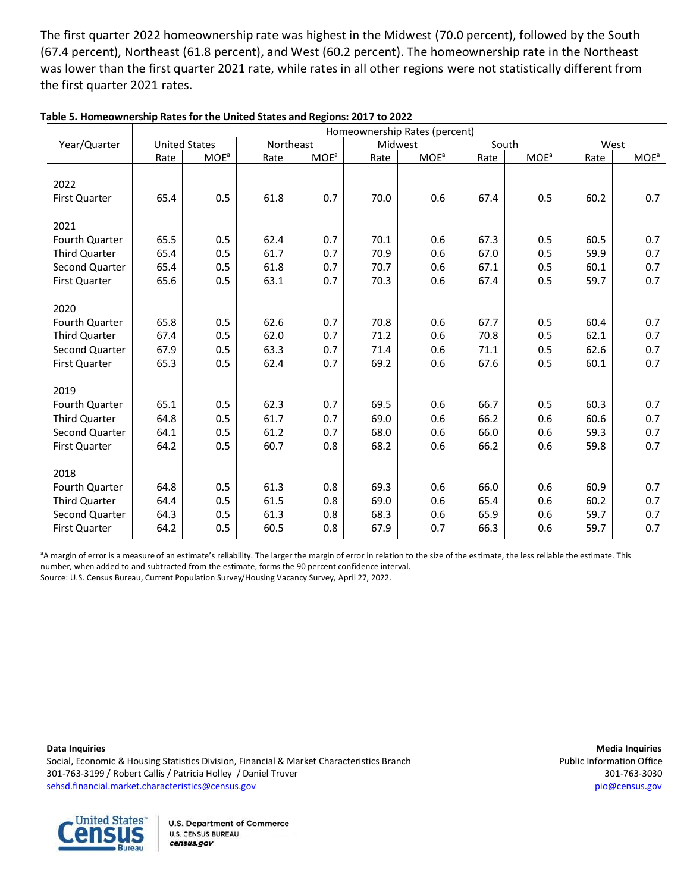The first quarter 2022 homeownership rate was highest in the Midwest (70.0 percent), followed by the South (67.4 percent), Northeast (61.8 percent), and West (60.2 percent). The homeownership rate in the Northeast was lower than the first quarter 2021 rate, while rates in all other regions were not statistically different from the first quarter 2021 rates.

**Table 5. Homeownership Rates for the United States and Regions: 2017 to 2022**

| Year/Quarter | Homeownership Rates (percent) | | | | | | | | | |
|---|---|---|---|---|---|---|---|---|---|---|
| | United States | | Northeast | | Midwest | | South | | West | |
| | Rate | MOE[a] | Rate | MOE[a] | Rate | MOE[a] | Rate | MOE[a] | Rate | MOE[a] |
| **2022** | | | | | | | | | | |
| First Quarter | 65.4 | 0.5 | 61.8 | 0.7 | 70.0 | 0.6 | 67.4 | 0.5 | 60.2 | 0.7 |
| **2021** | | | | | | | | | | |
| Fourth Quarter | 65.5 | 0.5 | 62.4 | 0.7 | 70.1 | 0.6 | 67.3 | 0.5 | 60.5 | 0.7 |
| Third Quarter | 65.4 | 0.5 | 61.7 | 0.7 | 70.9 | 0.6 | 67.0 | 0.5 | 59.9 | 0.7 |
| Second Quarter | 65.4 | 0.5 | 61.8 | 0.7 | 70.7 | 0.6 | 67.1 | 0.5 | 60.1 | 0.7 |
| First Quarter | 65.6 | 0.5 | 63.1 | 0.7 | 70.3 | 0.6 | 67.4 | 0.5 | 59.7 | 0.7 |
| **2020** | | | | | | | | | | |
| Fourth Quarter | 65.8 | 0.5 | 62.6 | 0.7 | 70.8 | 0.6 | 67.7 | 0.5 | 60.4 | 0.7 |
| Third Quarter | 67.4 | 0.5 | 62.0 | 0.7 | 71.2 | 0.6 | 70.8 | 0.5 | 62.1 | 0.7 |
| Second Quarter | 67.9 | 0.5 | 63.3 | 0.7 | 71.4 | 0.6 | 71.1 | 0.5 | 62.6 | 0.7 |
| First Quarter | 65.3 | 0.5 | 62.4 | 0.7 | 69.2 | 0.6 | 67.6 | 0.5 | 60.1 | 0.7 |
| **2019** | | | | | | | | | | |
| Fourth Quarter | 65.1 | 0.5 | 62.3 | 0.7 | 69.5 | 0.6 | 66.7 | 0.5 | 60.3 | 0.7 |
| Third Quarter | 64.8 | 0.5 | 61.7 | 0.7 | 69.0 | 0.6 | 66.2 | 0.6 | 60.6 | 0.7 |
| Second Quarter | 64.1 | 0.5 | 61.2 | 0.7 | 68.0 | 0.6 | 66.0 | 0.6 | 59.3 | 0.7 |
| First Quarter | 64.2 | 0.5 | 60.7 | 0.8 | 68.2 | 0.6 | 66.2 | 0.6 | 59.8 | 0.7 |
| **2018** | | | | | | | | | | |
| Fourth Quarter | 64.8 | 0.5 | 61.3 | 0.8 | 69.3 | 0.6 | 66.0 | 0.6 | 60.9 | 0.7 |
| Third Quarter | 64.4 | 0.5 | 61.5 | 0.8 | 69.0 | 0.6 | 65.4 | 0.6 | 60.2 | 0.7 |
| Second Quarter | 64.3 | 0.5 | 61.3 | 0.8 | 68.3 | 0.6 | 65.9 | 0.6 | 59.7 | 0.7 |
| First Quarter | 64.2 | 0.5 | 60.5 | 0.8 | 67.9 | 0.7 | 66.3 | 0.6 | 59.7 | 0.7 |

[a]A margin of error is a measure of an estimate's reliability. The larger the margin of error in relation to the size of the estimate, the less reliable the estimate. This number, when added to and subtracted from the estimate, forms the 90 percent confidence interval.
Source: U.S. Census Bureau, Current Population Survey/Housing Vacancy Survey, April 27, 2022.

**Data Inquiries**
Social, Economic & Housing Statistics Division, Financial & Market Characteristics Branch
301-763-3199 / Robert Callis / Patricia Holley / Daniel Truver
sehsd.financial.market.characteristics@census.gov

**Media Inquiries**
Public Information Office
301-763-3030
pio@census.gov

United States Census Bureau
U.S. Department of Commerce
U.S. CENSUS BUREAU
census.gov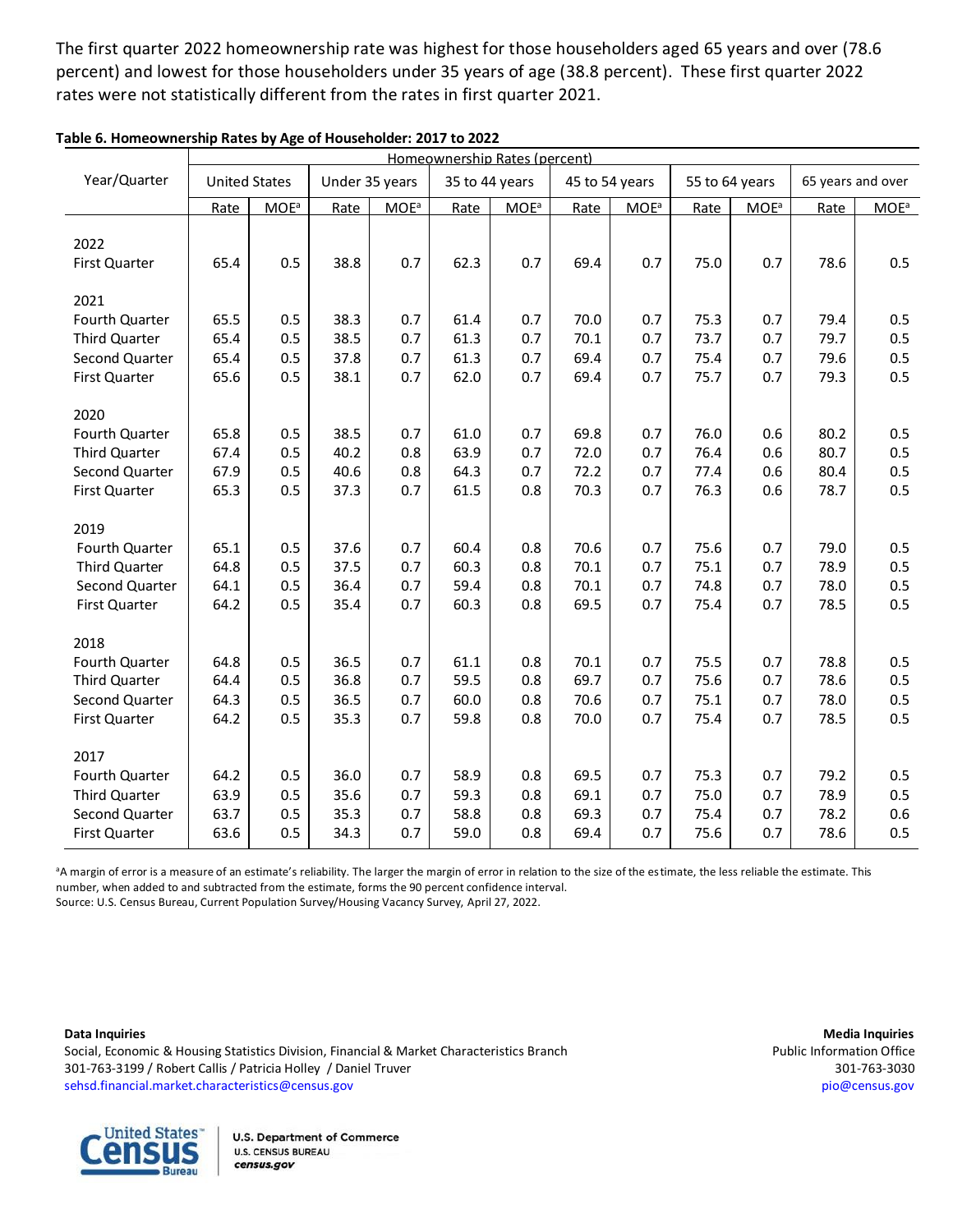The first quarter 2022 homeownership rate was highest for those householders aged 65 years and over (78.6 percent) and lowest for those householders under 35 years of age (38.8 percent). These first quarter 2022 rates were not statistically different from the rates in first quarter 2021.

**Table 6. Homeownership Rates by Age of Householder: 2017 to 2022**

| Year/Quarter | Homeownership Rates (percent) | | | | | | | | | | | |
|---|---|---|---|---|---|---|---|---|---|---|---|---|
| | United States | | Under 35 years | | 35 to 44 years | | 45 to 54 years | | 55 to 64 years | | 65 years and over | |
| | Rate | MOE[a] | Rate | MOE[a] | Rate | MOE[a] | Rate | MOE[a] | Rate | MOE[a] | Rate | MOE[a] |
| **2022** | | | | | | | | | | | | |
| First Quarter | 65.4 | 0.5 | 38.8 | 0.7 | 62.3 | 0.7 | 69.4 | 0.7 | 75.0 | 0.7 | 78.6 | 0.5 |
| **2021** | | | | | | | | | | | | |
| Fourth Quarter | 65.5 | 0.5 | 38.3 | 0.7 | 61.4 | 0.7 | 70.0 | 0.7 | 75.3 | 0.7 | 79.4 | 0.5 |
| Third Quarter | 65.4 | 0.5 | 38.5 | 0.7 | 61.3 | 0.7 | 70.1 | 0.7 | 73.7 | 0.7 | 79.7 | 0.5 |
| Second Quarter | 65.4 | 0.5 | 37.8 | 0.7 | 61.3 | 0.7 | 69.4 | 0.7 | 75.4 | 0.7 | 79.6 | 0.5 |
| First Quarter | 65.6 | 0.5 | 38.1 | 0.7 | 62.0 | 0.7 | 69.4 | 0.7 | 75.7 | 0.7 | 79.3 | 0.5 |
| **2020** | | | | | | | | | | | | |
| Fourth Quarter | 65.8 | 0.5 | 38.5 | 0.7 | 61.0 | 0.7 | 69.8 | 0.7 | 76.0 | 0.6 | 80.2 | 0.5 |
| Third Quarter | 67.4 | 0.5 | 40.2 | 0.8 | 63.9 | 0.7 | 72.0 | 0.7 | 76.4 | 0.6 | 80.7 | 0.5 |
| Second Quarter | 67.9 | 0.5 | 40.6 | 0.8 | 64.3 | 0.7 | 72.2 | 0.7 | 77.4 | 0.6 | 80.4 | 0.5 |
| First Quarter | 65.3 | 0.5 | 37.3 | 0.7 | 61.5 | 0.8 | 70.3 | 0.7 | 76.3 | 0.6 | 78.7 | 0.5 |
| **2019** | | | | | | | | | | | | |
| Fourth Quarter | 65.1 | 0.5 | 37.6 | 0.7 | 60.4 | 0.8 | 70.6 | 0.7 | 75.6 | 0.7 | 79.0 | 0.5 |
| Third Quarter | 64.8 | 0.5 | 37.5 | 0.7 | 60.3 | 0.8 | 70.1 | 0.7 | 75.1 | 0.7 | 78.9 | 0.5 |
| Second Quarter | 64.1 | 0.5 | 36.4 | 0.7 | 59.4 | 0.8 | 70.1 | 0.7 | 74.8 | 0.7 | 78.0 | 0.5 |
| First Quarter | 64.2 | 0.5 | 35.4 | 0.7 | 60.3 | 0.8 | 69.5 | 0.7 | 75.4 | 0.7 | 78.5 | 0.5 |
| **2018** | | | | | | | | | | | | |
| Fourth Quarter | 64.8 | 0.5 | 36.5 | 0.7 | 61.1 | 0.8 | 70.1 | 0.7 | 75.5 | 0.7 | 78.8 | 0.5 |
| Third Quarter | 64.4 | 0.5 | 36.8 | 0.7 | 59.5 | 0.8 | 69.7 | 0.7 | 75.6 | 0.7 | 78.6 | 0.5 |
| Second Quarter | 64.3 | 0.5 | 36.5 | 0.7 | 60.0 | 0.8 | 70.6 | 0.7 | 75.1 | 0.7 | 78.0 | 0.5 |
| First Quarter | 64.2 | 0.5 | 35.3 | 0.7 | 59.8 | 0.8 | 70.0 | 0.7 | 75.4 | 0.7 | 78.5 | 0.5 |
| **2017** | | | | | | | | | | | | |
| Fourth Quarter | 64.2 | 0.5 | 36.0 | 0.7 | 58.9 | 0.8 | 69.5 | 0.7 | 75.3 | 0.7 | 79.2 | 0.5 |
| Third Quarter | 63.9 | 0.5 | 35.6 | 0.7 | 59.3 | 0.8 | 69.1 | 0.7 | 75.0 | 0.7 | 78.9 | 0.5 |
| Second Quarter | 63.7 | 0.5 | 35.3 | 0.7 | 58.8 | 0.8 | 69.3 | 0.7 | 75.4 | 0.7 | 78.2 | 0.6 |
| First Quarter | 63.6 | 0.5 | 34.3 | 0.7 | 59.0 | 0.8 | 69.4 | 0.7 | 75.6 | 0.7 | 78.6 | 0.5 |

[a]A margin of error is a measure of an estimate's reliability. The larger the margin of error in relation to the size of the estimate, the less reliable the estimate. This number, when added to and subtracted from the estimate, forms the 90 percent confidence interval.
Source: U.S. Census Bureau, Current Population Survey/Housing Vacancy Survey, April 27, 2022.

**Data Inquiries**
Social, Economic & Housing Statistics Division, Financial & Market Characteristics Branch
301-763-3199 / Robert Callis / Patricia Holley / Daniel Truver
sehsd.financial.market.characteristics@census.gov

**Media Inquiries**
Public Information Office
301-763-3030
pio@census.gov

U.S. Department of Commerce
U.S. CENSUS BUREAU
census.gov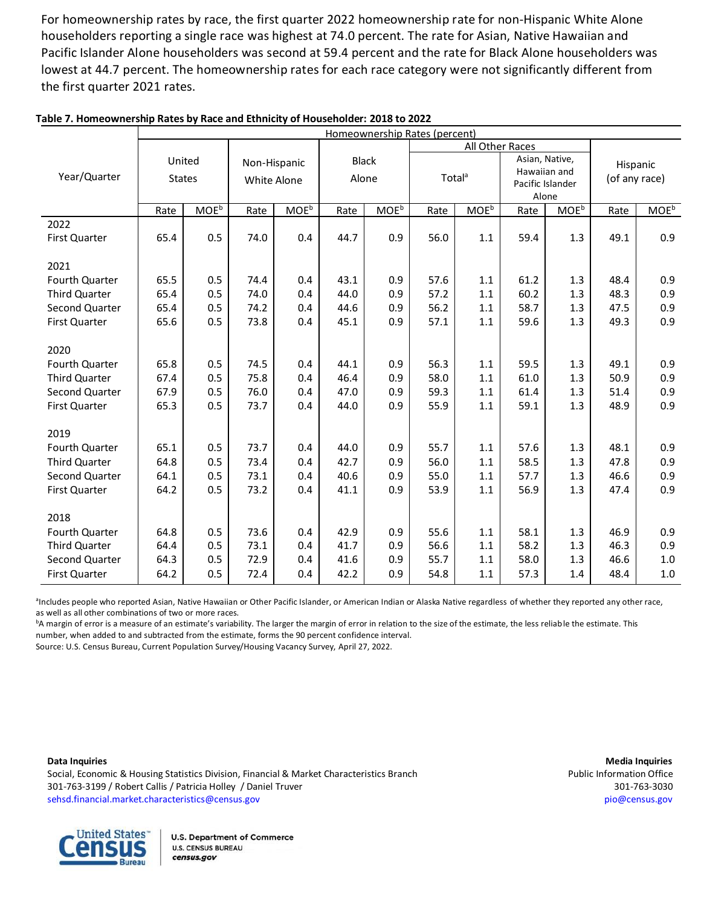For homeownership rates by race, the first quarter 2022 homeownership rate for non-Hispanic White Alone householders reporting a single race was highest at 74.0 percent. The rate for Asian, Native Hawaiian and Pacific Islander Alone householders was second at 59.4 percent and the rate for Black Alone householders was lowest at 44.7 percent. The homeownership rates for each race category were not significantly different from the first quarter 2021 rates.

**Table 7. Homeownership Rates by Race and Ethnicity of Householder: 2018 to 2022**

| Year/Quarter | Homeownership Rates (percent) | | | | | | | | | | | |
|---|---|---|---|---|---|---|---|---|---|---|---|---|
| | United States | | Non-Hispanic White Alone | | Black Alone | | All Other Races | | | | Hispanic (of any race) | |
| | | | | | | | Total[a] | | Asian, Native, Hawaiian and Pacific Islander Alone | | | |
| | Rate | MOE[b] | Rate | MOE[b] | Rate | MOE[b] | Rate | MOE[b] | Rate | MOE[b] | Rate | MOE[b] |
| **2022** | | | | | | | | | | | | |
| First Quarter | 65.4 | 0.5 | 74.0 | 0.4 | 44.7 | 0.9 | 56.0 | 1.1 | 59.4 | 1.3 | 49.1 | 0.9 |
| **2021** | | | | | | | | | | | | |
| Fourth Quarter | 65.5 | 0.5 | 74.4 | 0.4 | 43.1 | 0.9 | 57.6 | 1.1 | 61.2 | 1.3 | 48.4 | 0.9 |
| Third Quarter | 65.4 | 0.5 | 74.0 | 0.4 | 44.0 | 0.9 | 57.2 | 1.1 | 60.2 | 1.3 | 48.3 | 0.9 |
| Second Quarter | 65.4 | 0.5 | 74.2 | 0.4 | 44.6 | 0.9 | 56.2 | 1.1 | 58.7 | 1.3 | 47.5 | 0.9 |
| First Quarter | 65.6 | 0.5 | 73.8 | 0.4 | 45.1 | 0.9 | 57.1 | 1.1 | 59.6 | 1.3 | 49.3 | 0.9 |
| **2020** | | | | | | | | | | | | |
| Fourth Quarter | 65.8 | 0.5 | 74.5 | 0.4 | 44.1 | 0.9 | 56.3 | 1.1 | 59.5 | 1.3 | 49.1 | 0.9 |
| Third Quarter | 67.4 | 0.5 | 75.8 | 0.4 | 46.4 | 0.9 | 58.0 | 1.1 | 61.0 | 1.3 | 50.9 | 0.9 |
| Second Quarter | 67.9 | 0.5 | 76.0 | 0.4 | 47.0 | 0.9 | 59.3 | 1.1 | 61.4 | 1.3 | 51.4 | 0.9 |
| First Quarter | 65.3 | 0.5 | 73.7 | 0.4 | 44.0 | 0.9 | 55.9 | 1.1 | 59.1 | 1.3 | 48.9 | 0.9 |
| **2019** | | | | | | | | | | | | |
| Fourth Quarter | 65.1 | 0.5 | 73.7 | 0.4 | 44.0 | 0.9 | 55.7 | 1.1 | 57.6 | 1.3 | 48.1 | 0.9 |
| Third Quarter | 64.8 | 0.5 | 73.4 | 0.4 | 42.7 | 0.9 | 56.0 | 1.1 | 58.5 | 1.3 | 47.8 | 0.9 |
| Second Quarter | 64.1 | 0.5 | 73.1 | 0.4 | 40.6 | 0.9 | 55.0 | 1.1 | 57.7 | 1.3 | 46.6 | 0.9 |
| First Quarter | 64.2 | 0.5 | 73.2 | 0.4 | 41.1 | 0.9 | 53.9 | 1.1 | 56.9 | 1.3 | 47.4 | 0.9 |
| **2018** | | | | | | | | | | | | |
| Fourth Quarter | 64.8 | 0.5 | 73.6 | 0.4 | 42.9 | 0.9 | 55.6 | 1.1 | 58.1 | 1.3 | 46.9 | 0.9 |
| Third Quarter | 64.4 | 0.5 | 73.1 | 0.4 | 41.7 | 0.9 | 56.6 | 1.1 | 58.2 | 1.3 | 46.3 | 0.9 |
| Second Quarter | 64.3 | 0.5 | 72.9 | 0.4 | 41.6 | 0.9 | 55.7 | 1.1 | 58.0 | 1.3 | 46.6 | 1.0 |
| First Quarter | 64.2 | 0.5 | 72.4 | 0.4 | 42.2 | 0.9 | 54.8 | 1.1 | 57.3 | 1.4 | 48.4 | 1.0 |

[a]Includes people who reported Asian, Native Hawaiian or Other Pacific Islander, or American Indian or Alaska Native regardless of whether they reported any other race, as well as all other combinations of two or more races.
[b]A margin of error is a measure of an estimate's variability. The larger the margin of error in relation to the size of the estimate, the less reliable the estimate. This number, when added to and subtracted from the estimate, forms the 90 percent confidence interval.
Source: U.S. Census Bureau, Current Population Survey/Housing Vacancy Survey, April 27, 2022.

**Data Inquiries**
Social, Economic & Housing Statistics Division, Financial & Market Characteristics Branch
301-763-3199 / Robert Callis / Patricia Holley / Daniel Truver
sehsd.financial.market.characteristics@census.gov

**Media Inquiries**
Public Information Office
301-763-3030
pio@census.gov

U.S. Department of Commerce
U.S. CENSUS BUREAU
census.gov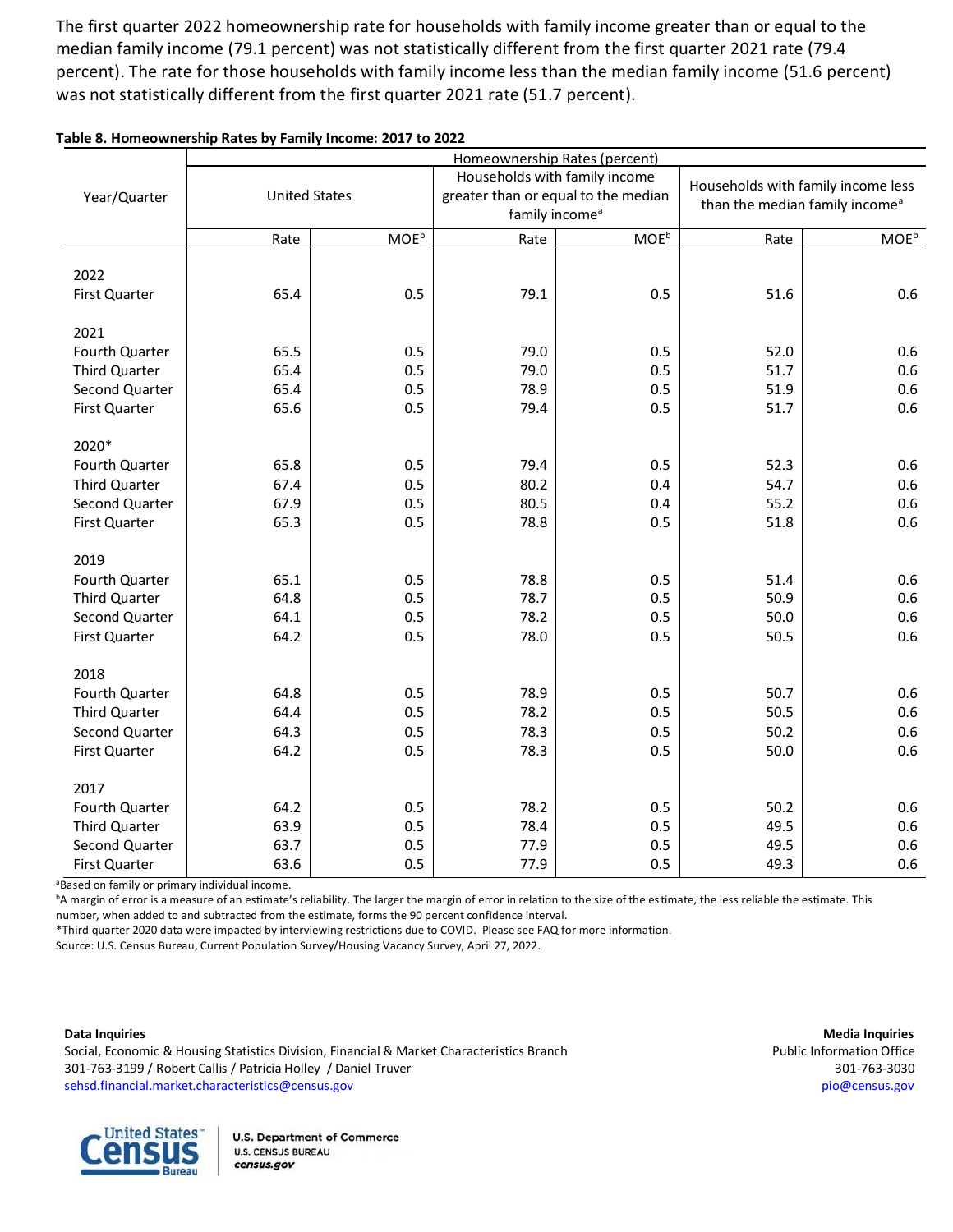The first quarter 2022 homeownership rate for households with family income greater than or equal to the median family income (79.1 percent) was not statistically different from the first quarter 2021 rate (79.4 percent). The rate for those households with family income less than the median family income (51.6 percent) was not statistically different from the first quarter 2021 rate (51.7 percent).

**Table 8. Homeownership Rates by Family Income: 2017 to 2022**

| Year/Quarter | Homeownership Rates (percent) | | | | | |
|---|---|---|---|---|---|---|
| | United States | | Households with family income greater than or equal to the median family income[a] | | Households with family income less than the median family income[a] | |
| | Rate | MOE[b] | Rate | MOE[b] | Rate | MOE[b] |
| **2022** | | | | | | |
| First Quarter | 65.4 | 0.5 | 79.1 | 0.5 | 51.6 | 0.6 |
| **2021** | | | | | | |
| Fourth Quarter | 65.5 | 0.5 | 79.0 | 0.5 | 52.0 | 0.6 |
| Third Quarter | 65.4 | 0.5 | 79.0 | 0.5 | 51.7 | 0.6 |
| Second Quarter | 65.4 | 0.5 | 78.9 | 0.5 | 51.9 | 0.6 |
| First Quarter | 65.6 | 0.5 | 79.4 | 0.5 | 51.7 | 0.6 |
| **2020*** | | | | | | |
| Fourth Quarter | 65.8 | 0.5 | 79.4 | 0.5 | 52.3 | 0.6 |
| Third Quarter | 67.4 | 0.5 | 80.2 | 0.4 | 54.7 | 0.6 |
| Second Quarter | 67.9 | 0.5 | 80.5 | 0.4 | 55.2 | 0.6 |
| First Quarter | 65.3 | 0.5 | 78.8 | 0.5 | 51.8 | 0.6 |
| **2019** | | | | | | |
| Fourth Quarter | 65.1 | 0.5 | 78.8 | 0.5 | 51.4 | 0.6 |
| Third Quarter | 64.8 | 0.5 | 78.7 | 0.5 | 50.9 | 0.6 |
| Second Quarter | 64.1 | 0.5 | 78.2 | 0.5 | 50.0 | 0.6 |
| First Quarter | 64.2 | 0.5 | 78.0 | 0.5 | 50.5 | 0.6 |
| **2018** | | | | | | |
| Fourth Quarter | 64.8 | 0.5 | 78.9 | 0.5 | 50.7 | 0.6 |
| Third Quarter | 64.4 | 0.5 | 78.2 | 0.5 | 50.5 | 0.6 |
| Second Quarter | 64.3 | 0.5 | 78.3 | 0.5 | 50.2 | 0.6 |
| First Quarter | 64.2 | 0.5 | 78.3 | 0.5 | 50.0 | 0.6 |
| **2017** | | | | | | |
| Fourth Quarter | 64.2 | 0.5 | 78.2 | 0.5 | 50.2 | 0.6 |
| Third Quarter | 63.9 | 0.5 | 78.4 | 0.5 | 49.5 | 0.6 |
| Second Quarter | 63.7 | 0.5 | 77.9 | 0.5 | 49.5 | 0.6 |
| First Quarter | 63.6 | 0.5 | 77.9 | 0.5 | 49.3 | 0.6 |

[a]Based on family or primary individual income.
[b]A margin of error is a measure of an estimate's reliability. The larger the margin of error in relation to the size of the estimate, the less reliable the estimate. This number, when added to and subtracted from the estimate, forms the 90 percent confidence interval.
*Third quarter 2020 data were impacted by interviewing restrictions due to COVID. Please see FAQ for more information.
Source: U.S. Census Bureau, Current Population Survey/Housing Vacancy Survey, April 27, 2022.

**Data Inquiries**
Social, Economic & Housing Statistics Division, Financial & Market Characteristics Branch
301-763-3199 / Robert Callis / Patricia Holley / Daniel Truver
sehsd.financial.market.characteristics@census.gov

**Media Inquiries**
Public Information Office
301-763-3030
pio@census.gov

United States Census Bureau | U.S. Department of Commerce
U.S. CENSUS BUREAU
census.gov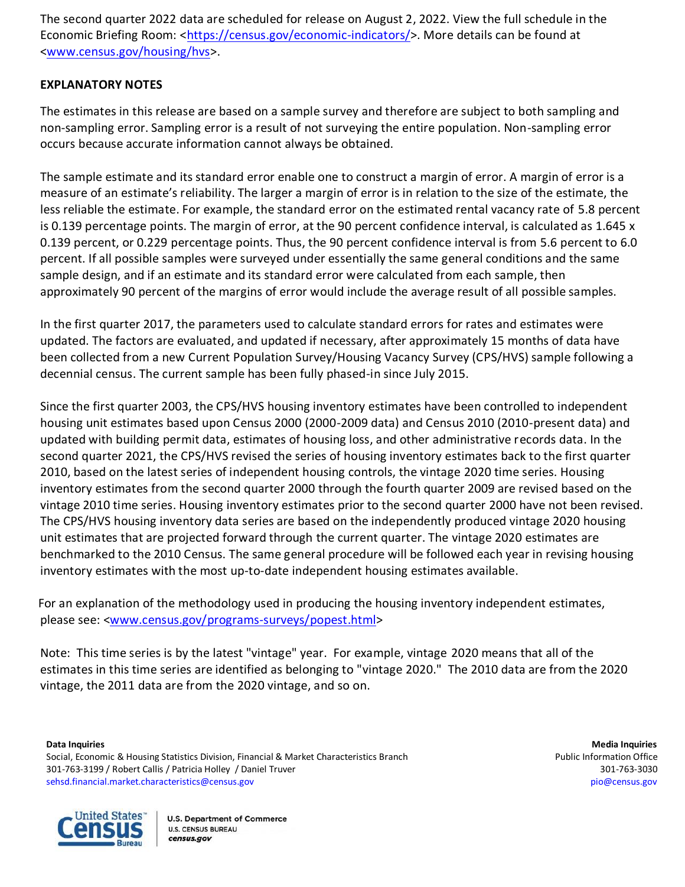The second quarter 2022 data are scheduled for release on August 2, 2022. View the full schedule in the Economic Briefing Room: <https://census.gov/economic-indicators/>. More details can be found at <www.census.gov/housing/hvs>.

**EXPLANATORY NOTES**

The estimates in this release are based on a sample survey and therefore are subject to both sampling and non-sampling error. Sampling error is a result of not surveying the entire population. Non-sampling error occurs because accurate information cannot always be obtained.

The sample estimate and its standard error enable one to construct a margin of error. A margin of error is a measure of an estimate's reliability. The larger a margin of error is in relation to the size of the estimate, the less reliable the estimate. For example, the standard error on the estimated rental vacancy rate of 5.8 percent is 0.139 percentage points. The margin of error, at the 90 percent confidence interval, is calculated as 1.645 x 0.139 percent, or 0.229 percentage points. Thus, the 90 percent confidence interval is from 5.6 percent to 6.0 percent. If all possible samples were surveyed under essentially the same general conditions and the same sample design, and if an estimate and its standard error were calculated from each sample, then approximately 90 percent of the margins of error would include the average result of all possible samples.

In the first quarter 2017, the parameters used to calculate standard errors for rates and estimates were updated. The factors are evaluated, and updated if necessary, after approximately 15 months of data have been collected from a new Current Population Survey/Housing Vacancy Survey (CPS/HVS) sample following a decennial census. The current sample has been fully phased-in since July 2015.

Since the first quarter 2003, the CPS/HVS housing inventory estimates have been controlled to independent housing unit estimates based upon Census 2000 (2000-2009 data) and Census 2010 (2010-present data) and updated with building permit data, estimates of housing loss, and other administrative records data. In the second quarter 2021, the CPS/HVS revised the series of housing inventory estimates back to the first quarter 2010, based on the latest series of independent housing controls, the vintage 2020 time series. Housing inventory estimates from the second quarter 2000 through the fourth quarter 2009 are revised based on the vintage 2010 time series. Housing inventory estimates prior to the second quarter 2000 have not been revised. The CPS/HVS housing inventory data series are based on the independently produced vintage 2020 housing unit estimates that are projected forward through the current quarter. The vintage 2020 estimates are benchmarked to the 2010 Census. The same general procedure will be followed each year in revising housing inventory estimates with the most up-to-date independent housing estimates available.

For an explanation of the methodology used in producing the housing inventory independent estimates, please see: <www.census.gov/programs-surveys/popest.html>

Note: This time series is by the latest "vintage" year. For example, vintage 2020 means that all of the estimates in this time series are identified as belonging to "vintage 2020." The 2010 data are from the 2020 vintage, the 2011 data are from the 2020 vintage, and so on.

**Data Inquiries**
Social, Economic & Housing Statistics Division, Financial & Market Characteristics Branch
301-763-3199 / Robert Callis / Patricia Holley / Daniel Truver
sehsd.financial.market.characteristics@census.gov

**Media Inquiries**
Public Information Office
301-763-3030
pio@census.gov

U.S. Department of Commerce
U.S. CENSUS BUREAU
census.gov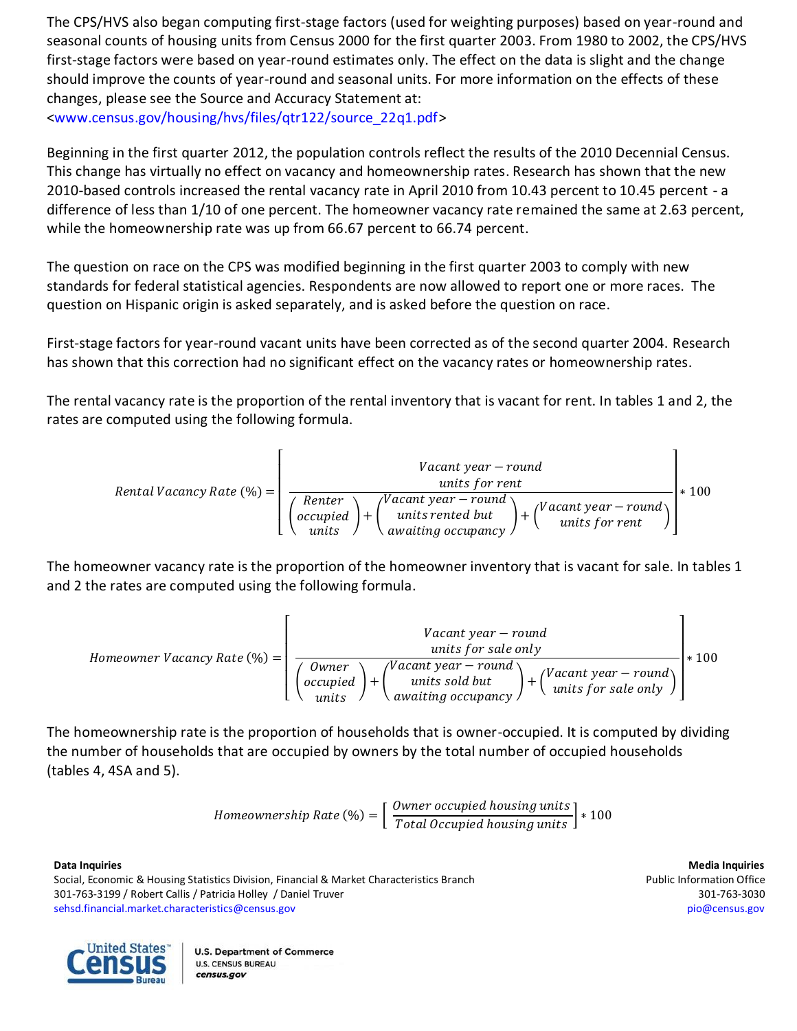The CPS/HVS also began computing first-stage factors (used for weighting purposes) based on year-round and seasonal counts of housing units from Census 2000 for the first quarter 2003. From 1980 to 2002, the CPS/HVS first-stage factors were based on year-round estimates only. The effect on the data is slight and the change should improve the counts of year-round and seasonal units. For more information on the effects of these changes, please see the Source and Accuracy Statement at:
<www.census.gov/housing/hvs/files/qtr122/source_22q1.pdf>

Beginning in the first quarter 2012, the population controls reflect the results of the 2010 Decennial Census. This change has virtually no effect on vacancy and homeownership rates. Research has shown that the new 2010-based controls increased the rental vacancy rate in April 2010 from 10.43 percent to 10.45 percent - a difference of less than 1/10 of one percent. The homeowner vacancy rate remained the same at 2.63 percent, while the homeownership rate was up from 66.67 percent to 66.74 percent.

The question on race on the CPS was modified beginning in the first quarter 2003 to comply with new standards for federal statistical agencies. Respondents are now allowed to report one or more races. The question on Hispanic origin is asked separately, and is asked before the question on race.

First-stage factors for year-round vacant units have been corrected as of the second quarter 2004. Research has shown that this correction had no significant effect on the vacancy rates or homeownership rates.

The rental vacancy rate is the proportion of the rental inventory that is vacant for rent. In tables 1 and 2, the rates are computed using the following formula.

$$Rental\ Vacancy\ Rate\ (\%) = \left[ \frac{\begin{matrix} Vacant\ year-round \\ units\ for\ rent \end{matrix}}{\begin{pmatrix} Renter \\ occupied \\ units \end{pmatrix} + \begin{pmatrix} Vacant\ year-round \\ units\ rented\ but \\ awaiting\ occupancy \end{pmatrix} + \begin{pmatrix} Vacant\ year-round \\ units\ for\ rent \end{pmatrix}} \right] * 100$$

The homeowner vacancy rate is the proportion of the homeowner inventory that is vacant for sale. In tables 1 and 2 the rates are computed using the following formula.

$$Homeowner\ Vacancy\ Rate\ (\%) = \left[ \frac{\begin{matrix} Vacant\ year-round \\ units\ for\ sale\ only \end{matrix}}{\begin{pmatrix} Owner \\ occupied \\ units \end{pmatrix} + \begin{pmatrix} Vacant\ year-round \\ units\ sold\ but \\ awaiting\ occupancy \end{pmatrix} + \begin{pmatrix} Vacant\ year-round \\ units\ for\ sale\ only \end{pmatrix}} \right] * 100$$

The homeownership rate is the proportion of households that is owner-occupied. It is computed by dividing the number of households that are occupied by owners by the total number of occupied households (tables 4, 4SA and 5).

$$Homeownership\ Rate\ (\%) = \left[ \frac{Owner\ occupied\ housing\ units}{Total\ Occupied\ housing\ units} \right] * 100$$

**Data Inquiries**
Social, Economic & Housing Statistics Division, Financial & Market Characteristics Branch
301-763-3199 / Robert Callis / Patricia Holley / Daniel Truver
sehsd.financial.market.characteristics@census.gov

**Media Inquiries**
Public Information Office
301-763-3030
pio@census.gov

U.S. Department of Commerce
U.S. CENSUS BUREAU
census.gov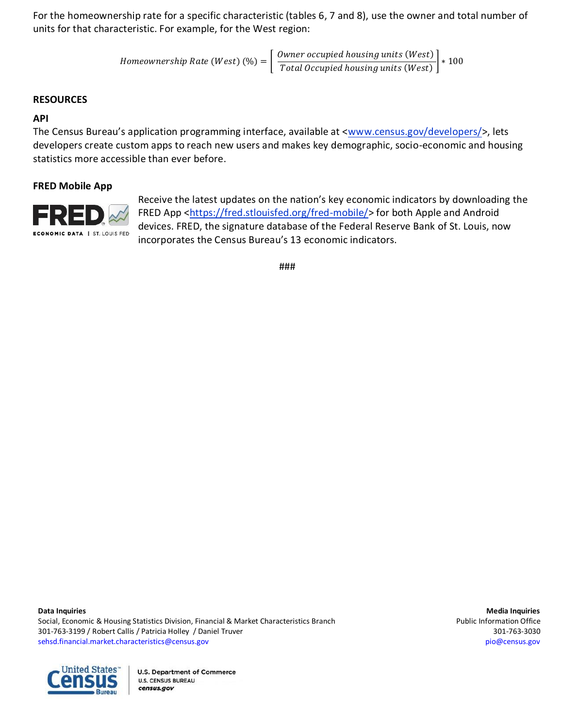For the homeownership rate for a specific characteristic (tables 6, 7 and 8), use the owner and total number of units for that characteristic. For example, for the West region:

$$Homeownership\ Rate\ (West)\ (\%) = \left[\frac{Owner\ occupied\ housing\ units\ (West)}{Total\ Occupied\ housing\ units\ (West)}\right] * 100$$

**RESOURCES**

**API**

The Census Bureau's application programming interface, available at <www.census.gov/developers/>, lets developers create custom apps to reach new users and makes key demographic, socio-economic and housing statistics more accessible than ever before.

**FRED Mobile App**

Receive the latest updates on the nation's key economic indicators by downloading the FRED App <https://fred.stlouisfed.org/fred-mobile/> for both Apple and Android devices. FRED, the signature database of the Federal Reserve Bank of St. Louis, now incorporates the Census Bureau's 13 economic indicators.

###

**Data Inquiries**
Social, Economic & Housing Statistics Division, Financial & Market Characteristics Branch
301-763-3199 / Robert Callis / Patricia Holley / Daniel Truver
sehsd.financial.market.characteristics@census.gov

**Media Inquiries**
Public Information Office
301-763-3030
pio@census.gov

U.S. Department of Commerce
U.S. CENSUS BUREAU
census.gov